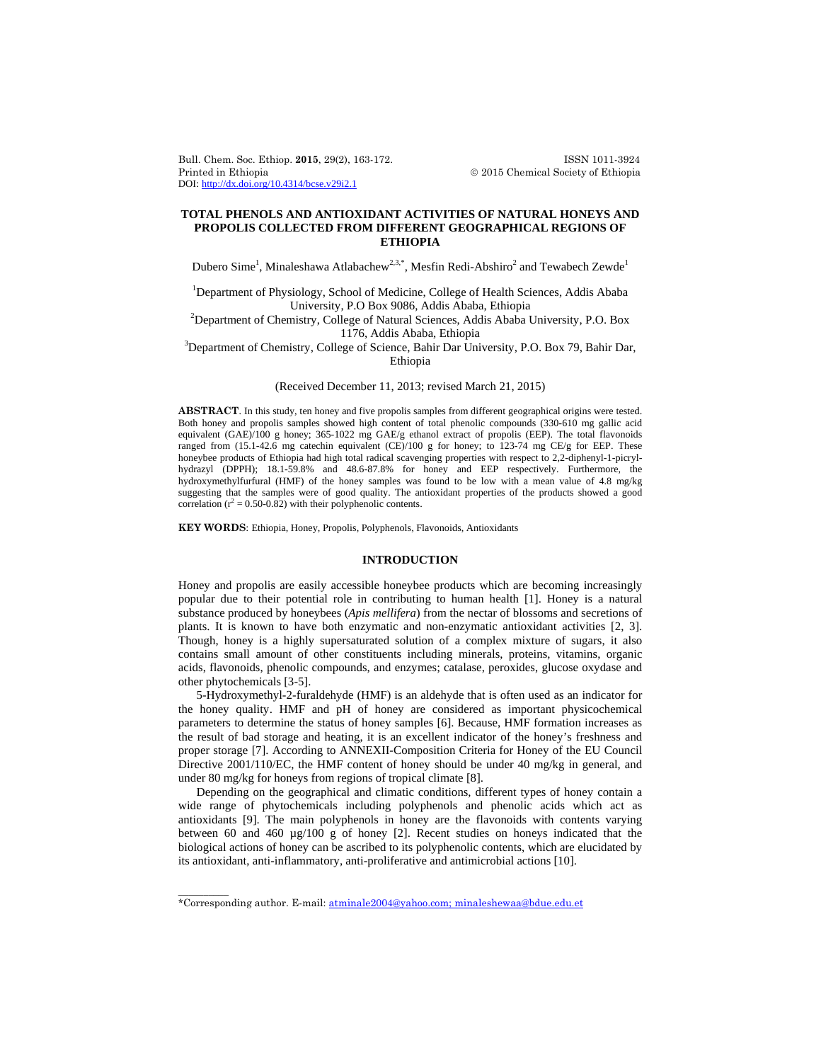# TOTAL PHENOLS AND ANTIOXIDANT ACTIVITIES OF NATURAL HONEYS AND PROPOLIS COLLECTED FROM DIFFERENT GEOGRAPHICAL REGIONS OF ETHIOPIA

Dubero Sime[1], Minaleshawa Atlabachew[2,3,*], Mesfin Redi-Abshiro[2] and Tewabech Zewde[1]

[1]Department of Physiology, School of Medicine, College of Health Sciences, Addis Ababa University, P.O Box 9086, Addis Ababa, Ethiopia

[2]Department of Chemistry, College of Natural Sciences, Addis Ababa University, P.O. Box 1176, Addis Ababa, Ethiopia

[3]Department of Chemistry, College of Science, Bahir Dar University, P.O. Box 79, Bahir Dar, Ethiopia

(Received December 11, 2013; revised March 21, 2015)

**ABSTRACT**. In this study, ten honey and five propolis samples from different geographical origins were tested. Both honey and propolis samples showed high content of total phenolic compounds (330-610 mg gallic acid equivalent (GAE)/100 g honey; 365-1022 mg GAE/g ethanol extract of propolis (EEP). The total flavonoids ranged from (15.1-42.6 mg catechin equivalent (CE)/100 g for honey; to 123-74 mg CE/g for EEP. These honeybee products of Ethiopia had high total radical scavenging properties with respect to 2,2-diphenyl-1-picryl-hydrazyl (DPPH); 18.1-59.8% and 48.6-87.8% for honey and EEP respectively. Furthermore, the hydroxymethylfurfural (HMF) of the honey samples was found to be low with a mean value of 4.8 mg/kg suggesting that the samples were of good quality. The antioxidant properties of the products showed a good correlation ($r^2$ = 0.50-0.82) with their polyphenolic contents.

**KEY WORDS**: Ethiopia, Honey, Propolis, Polyphenols, Flavonoids, Antioxidants

## INTRODUCTION

Honey and propolis are easily accessible honeybee products which are becoming increasingly popular due to their potential role in contributing to human health [1]. Honey is a natural substance produced by honeybees (*Apis mellifera*) from the nectar of blossoms and secretions of plants. It is known to have both enzymatic and non-enzymatic antioxidant activities [2, 3]. Though, honey is a highly supersaturated solution of a complex mixture of sugars, it also contains small amount of other constituents including minerals, proteins, vitamins, organic acids, flavonoids, phenolic compounds, and enzymes; catalase, peroxides, glucose oxydase and other phytochemicals [3-5].

5-Hydroxymethyl-2-furaldehyde (HMF) is an aldehyde that is often used as an indicator for the honey quality. HMF and pH of honey are considered as important physicochemical parameters to determine the status of honey samples [6]. Because, HMF formation increases as the result of bad storage and heating, it is an excellent indicator of the honey's freshness and proper storage [7]. According to ANNEXII-Composition Criteria for Honey of the EU Council Directive 2001/110/EC, the HMF content of honey should be under 40 mg/kg in general, and under 80 mg/kg for honeys from regions of tropical climate [8].

Depending on the geographical and climatic conditions, different types of honey contain a wide range of phytochemicals including polyphenols and phenolic acids which act as antioxidants [9]. The main polyphenols in honey are the flavonoids with contents varying between 60 and 460 µg/100 g of honey [2]. Recent studies on honeys indicated that the biological actions of honey can be ascribed to its polyphenolic contents, which are elucidated by its antioxidant, anti-inflammatory, anti-proliferative and antimicrobial actions [10].

*Corresponding author. E-mail: atminale2004@yahoo.com; minaleshewaa@bdue.edu.et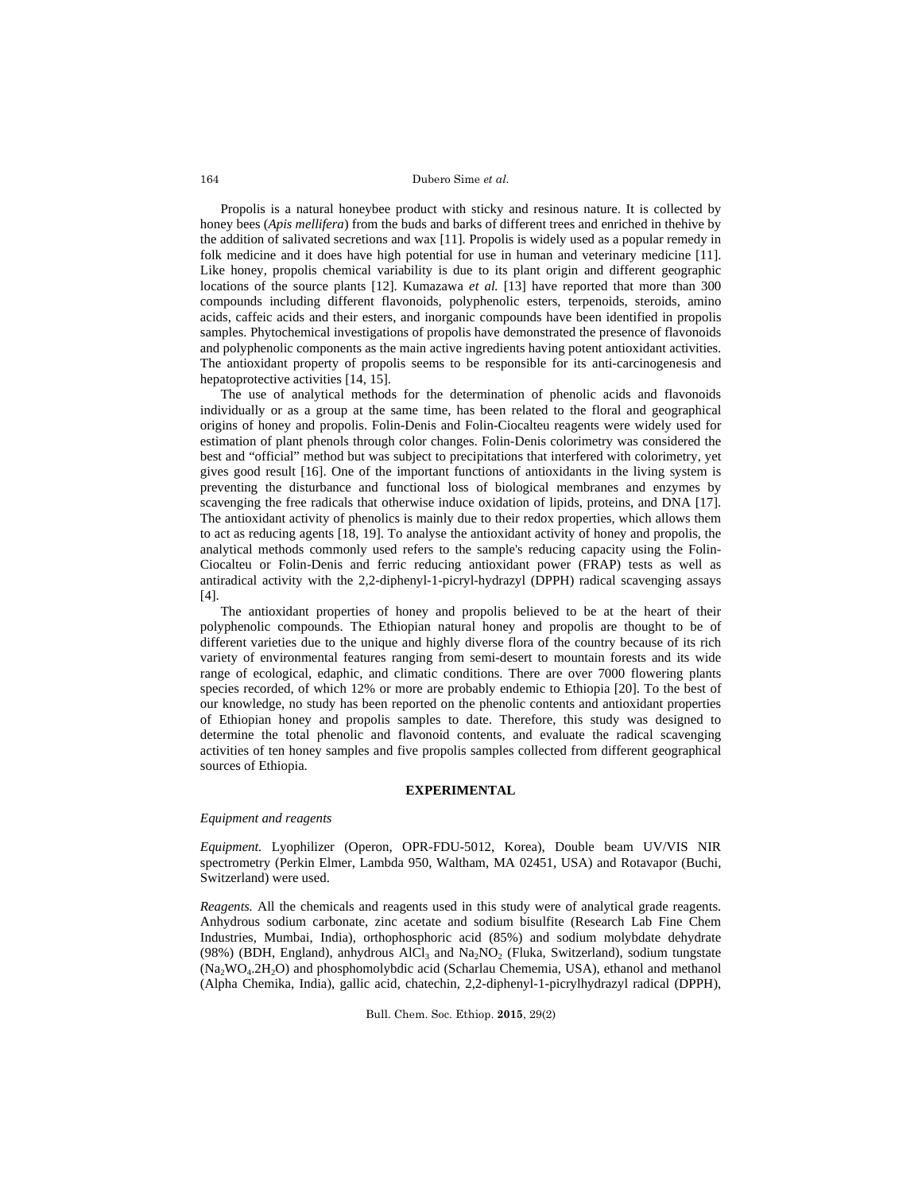Propolis is a natural honeybee product with sticky and resinous nature. It is collected by honey bees (*Apis mellifera*) from the buds and barks of different trees and enriched in thehive by the addition of salivated secretions and wax [11]. Propolis is widely used as a popular remedy in folk medicine and it does have high potential for use in human and veterinary medicine [11]. Like honey, propolis chemical variability is due to its plant origin and different geographic locations of the source plants [12]. Kumazawa *et al.* [13] have reported that more than 300 compounds including different flavonoids, polyphenolic esters, terpenoids, steroids, amino acids, caffeic acids and their esters, and inorganic compounds have been identified in propolis samples. Phytochemical investigations of propolis have demonstrated the presence of flavonoids and polyphenolic components as the main active ingredients having potent antioxidant activities. The antioxidant property of propolis seems to be responsible for its anti-carcinogenesis and hepatoprotective activities [14, 15].

The use of analytical methods for the determination of phenolic acids and flavonoids individually or as a group at the same time, has been related to the floral and geographical origins of honey and propolis. Folin-Denis and Folin-Ciocalteu reagents were widely used for estimation of plant phenols through color changes. Folin-Denis colorimetry was considered the best and "official" method but was subject to precipitations that interfered with colorimetry, yet gives good result [16]. One of the important functions of antioxidants in the living system is preventing the disturbance and functional loss of biological membranes and enzymes by scavenging the free radicals that otherwise induce oxidation of lipids, proteins, and DNA [17]. The antioxidant activity of phenolics is mainly due to their redox properties, which allows them to act as reducing agents [18, 19]. To analyse the antioxidant activity of honey and propolis, the analytical methods commonly used refers to the sample's reducing capacity using the Folin-Ciocalteu or Folin-Denis and ferric reducing antioxidant power (FRAP) tests as well as antiradical activity with the 2,2-diphenyl-1-picryl-hydrazyl (DPPH) radical scavenging assays [4].

The antioxidant properties of honey and propolis believed to be at the heart of their polyphenolic compounds. The Ethiopian natural honey and propolis are thought to be of different varieties due to the unique and highly diverse flora of the country because of its rich variety of environmental features ranging from semi-desert to mountain forests and its wide range of ecological, edaphic, and climatic conditions. There are over 7000 flowering plants species recorded, of which 12% or more are probably endemic to Ethiopia [20]. To the best of our knowledge, no study has been reported on the phenolic contents and antioxidant properties of Ethiopian honey and propolis samples to date. Therefore, this study was designed to determine the total phenolic and flavonoid contents, and evaluate the radical scavenging activities of ten honey samples and five propolis samples collected from different geographical sources of Ethiopia.

## EXPERIMENTAL

### *Equipment and reagents*

*Equipment.* Lyophilizer (Operon, OPR-FDU-5012, Korea), Double beam UV/VIS NIR spectrometry (Perkin Elmer, Lambda 950, Waltham, MA 02451, USA) and Rotavapor (Buchi, Switzerland) were used.

*Reagents.* All the chemicals and reagents used in this study were of analytical grade reagents. Anhydrous sodium carbonate, zinc acetate and sodium bisulfite (Research Lab Fine Chem Industries, Mumbai, India), orthophosphoric acid (85%) and sodium molybdate dehydrate (98%) (BDH, England), anhydrous $AlCl_3$ and $Na_2NO_2$ (Fluka, Switzerland), sodium tungstate ($Na_2WO_4.2H_2O$) and phosphomolybdic acid (Scharlau Chememia, USA), ethanol and methanol (Alpha Chemika, India), gallic acid, chatechin, 2,2-diphenyl-1-picrylhydrazyl radical (DPPH),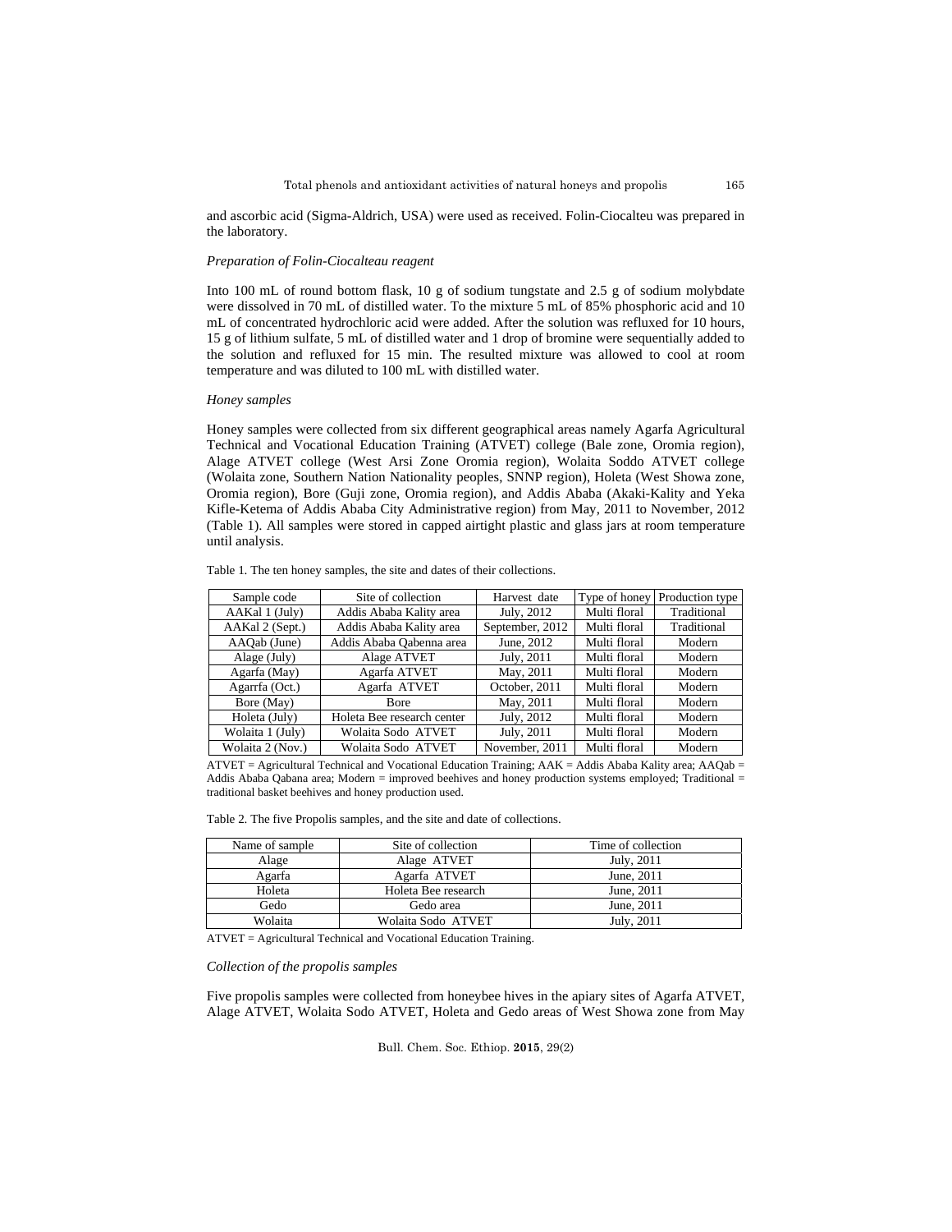and ascorbic acid (Sigma-Aldrich, USA) were used as received. Folin-Ciocalteu was prepared in the laboratory.

*Preparation of Folin-Ciocalteau reagent*

Into 100 mL of round bottom flask, 10 g of sodium tungstate and 2.5 g of sodium molybdate were dissolved in 70 mL of distilled water. To the mixture 5 mL of 85% phosphoric acid and 10 mL of concentrated hydrochloric acid were added. After the solution was refluxed for 10 hours, 15 g of lithium sulfate, 5 mL of distilled water and 1 drop of bromine were sequentially added to the solution and refluxed for 15 min. The resulted mixture was allowed to cool at room temperature and was diluted to 100 mL with distilled water.

*Honey samples*

Honey samples were collected from six different geographical areas namely Agarfa Agricultural Technical and Vocational Education Training (ATVET) college (Bale zone, Oromia region), Alage ATVET college (West Arsi Zone Oromia region), Wolaita Soddo ATVET college (Wolaita zone, Southern Nation Nationality peoples, SNNP region), Holeta (West Showa zone, Oromia region), Bore (Guji zone, Oromia region), and Addis Ababa (Akaki-Kality and Yeka Kifle-Ketema of Addis Ababa City Administrative region) from May, 2011 to November, 2012 (Table 1). All samples were stored in capped airtight plastic and glass jars at room temperature until analysis.

Table 1. The ten honey samples, the site and dates of their collections.

| Sample code | Site of collection | Harvest date | Type of honey | Production type |
|---|---|---|---|---|
| AAKal 1 (July) | Addis Ababa Kality area | July, 2012 | Multi floral | Traditional |
| AAKal 2 (Sept.) | Addis Ababa Kality area | September, 2012 | Multi floral | Traditional |
| AAQab (June) | Addis Ababa Qabenna area | June, 2012 | Multi floral | Modern |
| Alage (July) | Alage ATVET | July, 2011 | Multi floral | Modern |
| Agarfa (May) | Agarfa ATVET | May, 2011 | Multi floral | Modern |
| Agarrfa (Oct.) | Agarfa ATVET | October, 2011 | Multi floral | Modern |
| Bore (May) | Bore | May, 2011 | Multi floral | Modern |
| Holeta (July) | Holeta Bee research center | July, 2012 | Multi floral | Modern |
| Wolaita 1 (July) | Wolaita Sodo ATVET | July, 2011 | Multi floral | Modern |
| Wolaita 2 (Nov.) | Wolaita Sodo ATVET | November, 2011 | Multi floral | Modern |

ATVET = Agricultural Technical and Vocational Education Training; AAK = Addis Ababa Kality area; AAQab = Addis Ababa Qabana area; Modern = improved beehives and honey production systems employed; Traditional = traditional basket beehives and honey production used.

Table 2. The five Propolis samples, and the site and date of collections.

| Name of sample | Site of collection | Time of collection |
|---|---|---|
| Alage | Alage ATVET | July, 2011 |
| Agarfa | Agarfa ATVET | June, 2011 |
| Holeta | Holeta Bee research | June, 2011 |
| Gedo | Gedo area | June, 2011 |
| Wolaita | Wolaita Sodo ATVET | July, 2011 |

ATVET = Agricultural Technical and Vocational Education Training.

*Collection of the propolis samples*

Five propolis samples were collected from honeybee hives in the apiary sites of Agarfa ATVET, Alage ATVET, Wolaita Sodo ATVET, Holeta and Gedo areas of West Showa zone from May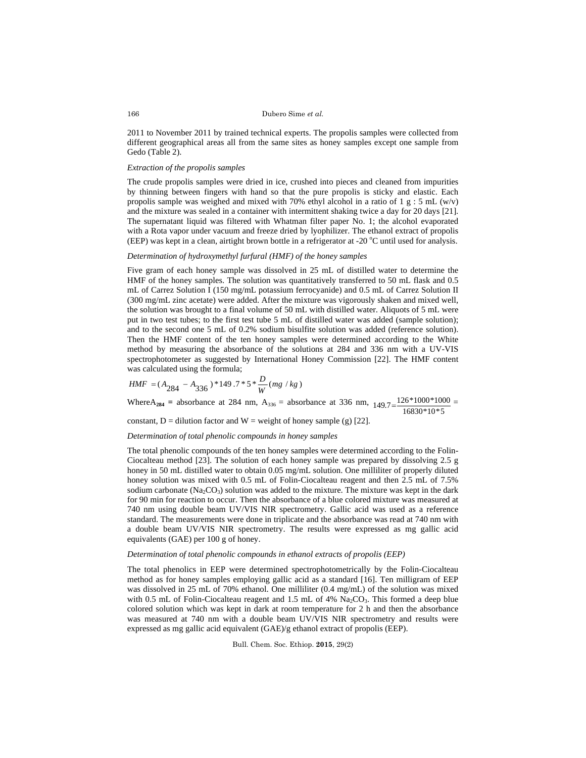2011 to November 2011 by trained technical experts. The propolis samples were collected from different geographical areas all from the same sites as honey samples except one sample from Gedo (Table 2).

*Extraction of the propolis samples*

The crude propolis samples were dried in ice, crushed into pieces and cleaned from impurities by thinning between fingers with hand so that the pure propolis is sticky and elastic. Each propolis sample was weighed and mixed with 70% ethyl alcohol in a ratio of 1 g : 5 mL (w/v) and the mixture was sealed in a container with intermittent shaking twice a day for 20 days [21]. The supernatant liquid was filtered with Whatman filter paper No. 1; the alcohol evaporated with a Rota vapor under vacuum and freeze dried by lyophilizer. The ethanol extract of propolis (EEP) was kept in a clean, airtight brown bottle in a refrigerator at -20 $^{o}$C until used for analysis.

*Determination of hydroxymethyl furfural (HMF) of the honey samples*

Five gram of each honey sample was dissolved in 25 mL of distilled water to determine the HMF of the honey samples. The solution was quantitatively transferred to 50 mL flask and 0.5 mL of Carrez Solution I (150 mg/mL potassium ferrocyanide) and 0.5 mL of Carrez Solution II (300 mg/mL zinc acetate) were added. After the mixture was vigorously shaken and mixed well, the solution was brought to a final volume of 50 mL with distilled water. Aliquots of 5 mL were put in two test tubes; to the first test tube 5 mL of distilled water was added (sample solution); and to the second one 5 mL of 0.2% sodium bisulfite solution was added (reference solution). Then the HMF content of the ten honey samples were determined according to the White method by measuring the absorbance of the solutions at 284 and 336 nm with a UV-VIS spectrophotometer as suggested by International Honey Commission [22]. The HMF content was calculated using the formula;

$$HMF = (A_{284} - A_{336}) * 149.7 * 5 * \frac{D}{W} (mg / kg)$$

Where $A_{284}$ = absorbance at 284 nm, $A_{336}$ = absorbance at 336 nm, $149.7 = \frac{126*1000*1000}{16830*10*5}$ = constant, D = dilution factor and W = weight of honey sample (g) [22].

*Determination of total phenolic compounds in honey samples*

The total phenolic compounds of the ten honey samples were determined according to the Folin-Ciocalteau method [23]. The solution of each honey sample was prepared by dissolving 2.5 g honey in 50 mL distilled water to obtain 0.05 mg/mL solution. One milliliter of properly diluted honey solution was mixed with 0.5 mL of Folin-Ciocalteau reagent and then 2.5 mL of 7.5% sodium carbonate ($Na_2CO_3$) solution was added to the mixture. The mixture was kept in the dark for 90 min for reaction to occur. Then the absorbance of a blue colored mixture was measured at 740 nm using double beam UV/VIS NIR spectrometry. Gallic acid was used as a reference standard. The measurements were done in triplicate and the absorbance was read at 740 nm with a double beam UV/VIS NIR spectrometry. The results were expressed as mg gallic acid equivalents (GAE) per 100 g of honey.

*Determination of total phenolic compounds in ethanol extracts of propolis (EEP)*

The total phenolics in EEP were determined spectrophotometrically by the Folin-Ciocalteau method as for honey samples employing gallic acid as a standard [16]. Ten milligram of EEP was dissolved in 25 mL of 70% ethanol. One milliliter (0.4 mg/mL) of the solution was mixed with 0.5 mL of Folin-Ciocalteau reagent and 1.5 mL of 4% $Na_2CO_3$. This formed a deep blue colored solution which was kept in dark at room temperature for 2 h and then the absorbance was measured at 740 nm with a double beam UV/VIS NIR spectrometry and results were expressed as mg gallic acid equivalent (GAE)/g ethanol extract of propolis (EEP).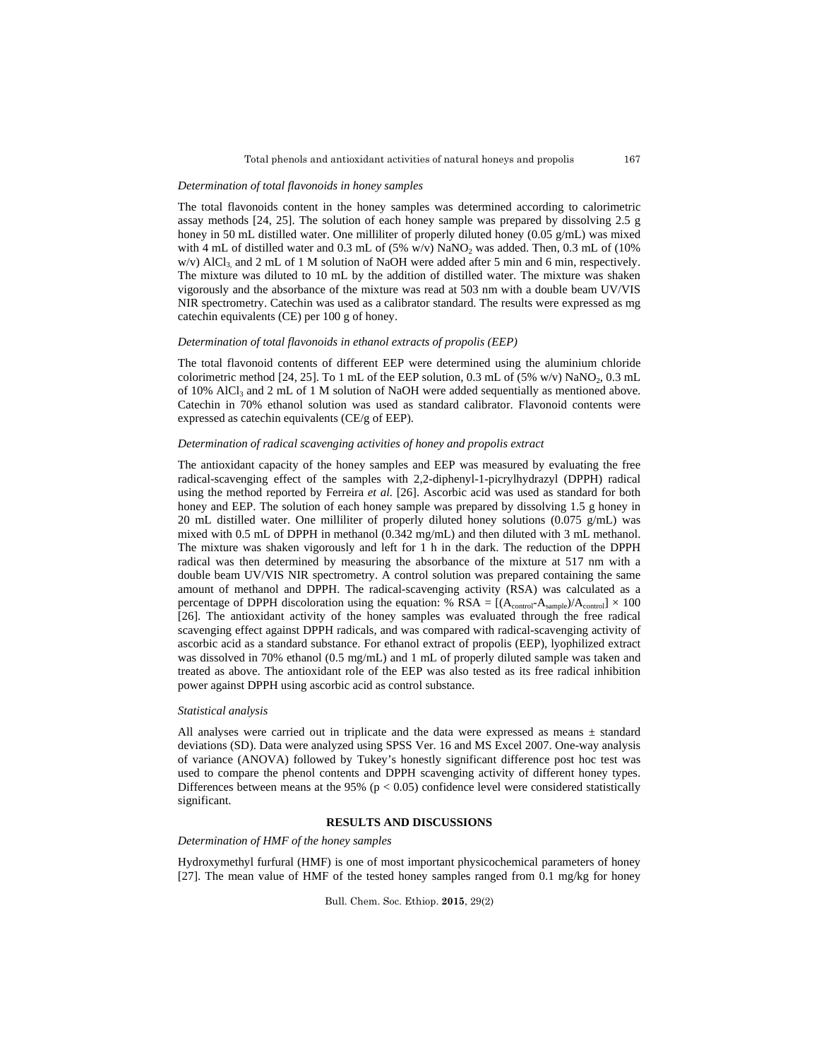*Determination of total flavonoids in honey samples*

The total flavonoids content in the honey samples was determined according to calorimetric assay methods [24, 25]. The solution of each honey sample was prepared by dissolving 2.5 g honey in 50 mL distilled water. One milliliter of properly diluted honey (0.05 g/mL) was mixed with 4 mL of distilled water and 0.3 mL of (5% w/v) $NaNO_2$ was added. Then, 0.3 mL of (10% w/v) $AlCl_3$, and 2 mL of 1 M solution of NaOH were added after 5 min and 6 min, respectively. The mixture was diluted to 10 mL by the addition of distilled water. The mixture was shaken vigorously and the absorbance of the mixture was read at 503 nm with a double beam UV/VIS NIR spectrometry. Catechin was used as a calibrator standard. The results were expressed as mg catechin equivalents (CE) per 100 g of honey.

*Determination of total flavonoids in ethanol extracts of propolis (EEP)*

The total flavonoid contents of different EEP were determined using the aluminium chloride colorimetric method [24, 25]. To 1 mL of the EEP solution, 0.3 mL of (5% w/v) $NaNO_2$, 0.3 mL of 10% $AlCl_3$ and 2 mL of 1 M solution of NaOH were added sequentially as mentioned above. Catechin in 70% ethanol solution was used as standard calibrator. Flavonoid contents were expressed as catechin equivalents (CE/g of EEP).

*Determination of radical scavenging activities of honey and propolis extract*

The antioxidant capacity of the honey samples and EEP was measured by evaluating the free radical-scavenging effect of the samples with 2,2-diphenyl-1-picrylhydrazyl (DPPH) radical using the method reported by Ferreira *et al.* [26]. Ascorbic acid was used as standard for both honey and EEP. The solution of each honey sample was prepared by dissolving 1.5 g honey in 20 mL distilled water. One milliliter of properly diluted honey solutions (0.075 g/mL) was mixed with 0.5 mL of DPPH in methanol (0.342 mg/mL) and then diluted with 3 mL methanol. The mixture was shaken vigorously and left for 1 h in the dark. The reduction of the DPPH radical was then determined by measuring the absorbance of the mixture at 517 nm with a double beam UV/VIS NIR spectrometry. A control solution was prepared containing the same amount of methanol and DPPH. The radical-scavenging activity (RSA) was calculated as a percentage of DPPH discoloration using the equation: $\% \text{ RSA} = [(A_{control}-A_{sample})/A_{control}] \times 100$ [26]. The antioxidant activity of the honey samples was evaluated through the free radical scavenging effect against DPPH radicals, and was compared with radical-scavenging activity of ascorbic acid as a standard substance. For ethanol extract of propolis (EEP), lyophilized extract was dissolved in 70% ethanol (0.5 mg/mL) and 1 mL of properly diluted sample was taken and treated as above. The antioxidant role of the EEP was also tested as its free radical inhibition power against DPPH using ascorbic acid as control substance.

*Statistical analysis*

All analyses were carried out in triplicate and the data were expressed as means ± standard deviations (SD). Data were analyzed using SPSS Ver. 16 and MS Excel 2007. One-way analysis of variance (ANOVA) followed by Tukey's honestly significant difference post hoc test was used to compare the phenol contents and DPPH scavenging activity of different honey types. Differences between means at the 95% ($p < 0.05$) confidence level were considered statistically significant.

## RESULTS AND DISCUSSIONS

*Determination of HMF of the honey samples*

Hydroxymethyl furfural (HMF) is one of most important physicochemical parameters of honey [27]. The mean value of HMF of the tested honey samples ranged from 0.1 mg/kg for honey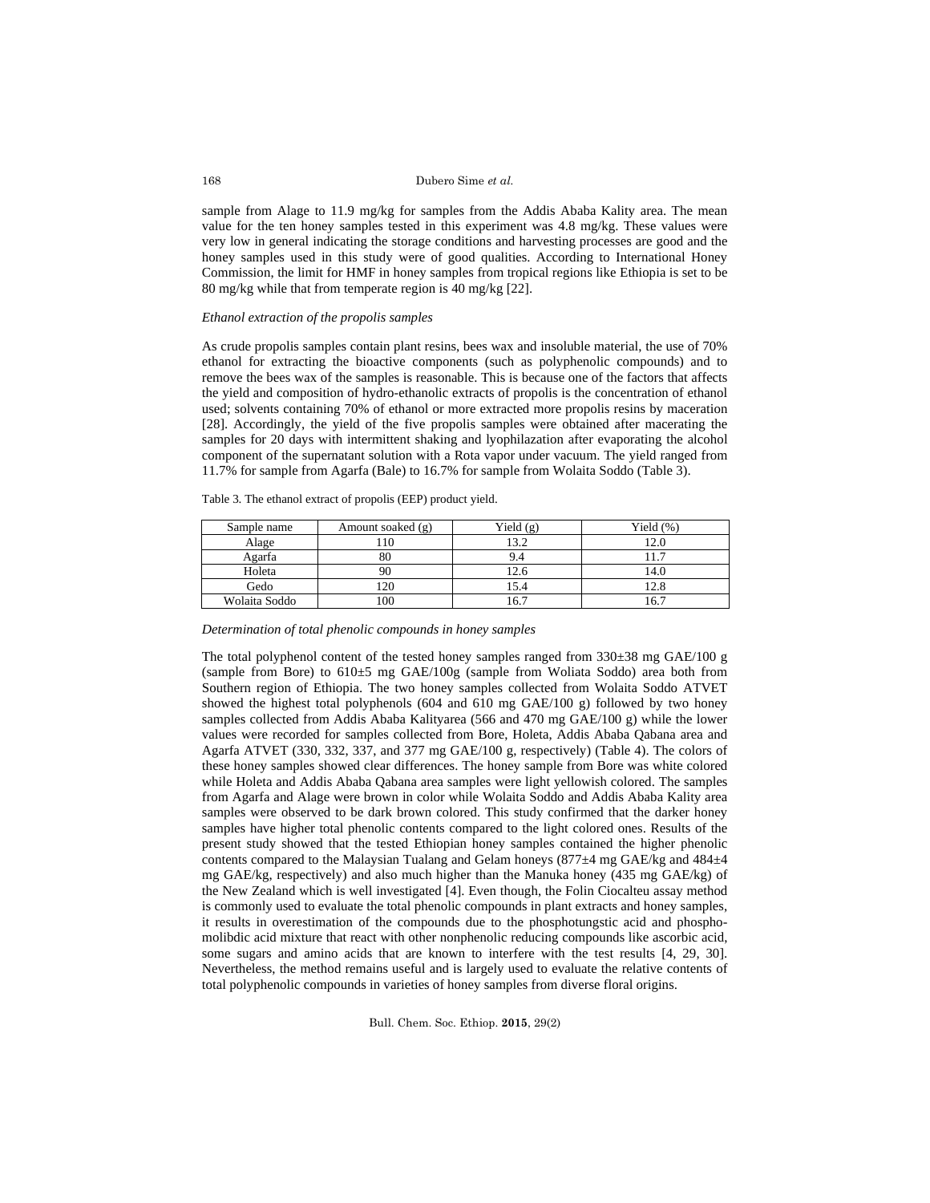sample from Alage to 11.9 mg/kg for samples from the Addis Ababa Kality area. The mean value for the ten honey samples tested in this experiment was 4.8 mg/kg. These values were very low in general indicating the storage conditions and harvesting processes are good and the honey samples used in this study were of good qualities. According to International Honey Commission, the limit for HMF in honey samples from tropical regions like Ethiopia is set to be 80 mg/kg while that from temperate region is 40 mg/kg [22].

*Ethanol extraction of the propolis samples*

As crude propolis samples contain plant resins, bees wax and insoluble material, the use of 70% ethanol for extracting the bioactive components (such as polyphenolic compounds) and to remove the bees wax of the samples is reasonable. This is because one of the factors that affects the yield and composition of hydro-ethanolic extracts of propolis is the concentration of ethanol used; solvents containing 70% of ethanol or more extracted more propolis resins by maceration [28]. Accordingly, the yield of the five propolis samples were obtained after macerating the samples for 20 days with intermittent shaking and lyophilazation after evaporating the alcohol component of the supernatant solution with a Rota vapor under vacuum. The yield ranged from 11.7% for sample from Agarfa (Bale) to 16.7% for sample from Wolaita Soddo (Table 3).

Table 3. The ethanol extract of propolis (EEP) product yield.

| Sample name | Amount soaked (g) | Yield (g) | Yield (%) |
|---|---|---|---|
| Alage | 110 | 13.2 | 12.0 |
| Agarfa | 80 | 9.4 | 11.7 |
| Holeta | 90 | 12.6 | 14.0 |
| Gedo | 120 | 15.4 | 12.8 |
| Wolaita Soddo | 100 | 16.7 | 16.7 |

*Determination of total phenolic compounds in honey samples*

The total polyphenol content of the tested honey samples ranged from 330±38 mg GAE/100 g (sample from Bore) to 610±5 mg GAE/100g (sample from Woliata Soddo) area both from Southern region of Ethiopia. The two honey samples collected from Wolaita Soddo ATVET showed the highest total polyphenols (604 and 610 mg GAE/100 g) followed by two honey samples collected from Addis Ababa Kalityarea (566 and 470 mg GAE/100 g) while the lower values were recorded for samples collected from Bore, Holeta, Addis Ababa Qabana area and Agarfa ATVET (330, 332, 337, and 377 mg GAE/100 g, respectively) (Table 4). The colors of these honey samples showed clear differences. The honey sample from Bore was white colored while Holeta and Addis Ababa Qabana area samples were light yellowish colored. The samples from Agarfa and Alage were brown in color while Wolaita Soddo and Addis Ababa Kality area samples were observed to be dark brown colored. This study confirmed that the darker honey samples have higher total phenolic contents compared to the light colored ones. Results of the present study showed that the tested Ethiopian honey samples contained the higher phenolic contents compared to the Malaysian Tualang and Gelam honeys (877±4 mg GAE/kg and 484±4 mg GAE/kg, respectively) and also much higher than the Manuka honey (435 mg GAE/kg) of the New Zealand which is well investigated [4]. Even though, the Folin Ciocalteu assay method is commonly used to evaluate the total phenolic compounds in plant extracts and honey samples, it results in overestimation of the compounds due to the phosphotungstic acid and phospho-molibdic acid mixture that react with other nonphenolic reducing compounds like ascorbic acid, some sugars and amino acids that are known to interfere with the test results [4, 29, 30]. Nevertheless, the method remains useful and is largely used to evaluate the relative contents of total polyphenolic compounds in varieties of honey samples from diverse floral origins.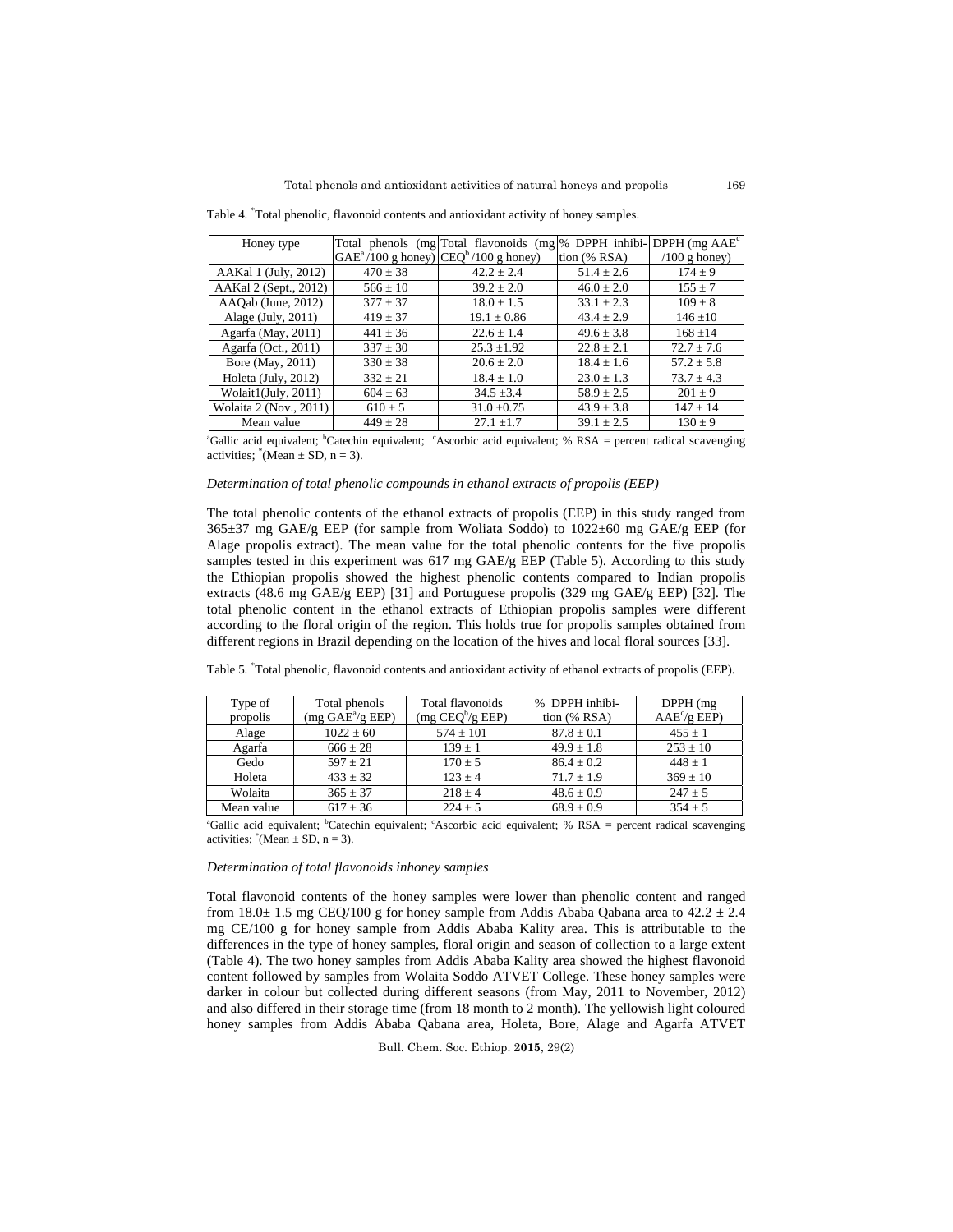Table 4. [*]Total phenolic, flavonoid contents and antioxidant activity of honey samples.

| Honey type | Total phenols (mg GAE[a]/100 g honey) | Total flavonoids (mg CEQ[b]/100 g honey) | % DPPH inhibition (% RSA) | DPPH (mg AAE[c] /100 g honey) |
|---|---|---|---|---|
| AAKal 1 (July, 2012) | 470 ± 38 | 42.2 ± 2.4 | 51.4 ± 2.6 | 174 ± 9 |
| AAKal 2 (Sept., 2012) | 566 ± 10 | 39.2 ± 2.0 | 46.0 ± 2.0 | 155 ± 7 |
| AAQab (June, 2012) | 377 ± 37 | 18.0 ± 1.5 | 33.1 ± 2.3 | 109 ± 8 |
| Alage (July, 2011) | 419 ± 37 | 19.1 ± 0.86 | 43.4 ± 2.9 | 146 ±10 |
| Agarfa (May, 2011) | 441 ± 36 | 22.6 ± 1.4 | 49.6 ± 3.8 | 168 ±14 |
| Agarfa (Oct., 2011) | 337 ± 30 | 25.3 ±1.92 | 22.8 ± 2.1 | 72.7 ± 7.6 |
| Bore (May, 2011) | 330 ± 38 | 20.6 ± 2.0 | 18.4 ± 1.6 | 57.2 ± 5.8 |
| Holeta (July, 2012) | 332 ± 21 | 18.4 ± 1.0 | 23.0 ± 1.3 | 73.7 ± 4.3 |
| Wolait1(July, 2011) | 604 ± 63 | 34.5 ±3.4 | 58.9 ± 2.5 | 201 ± 9 |
| Wolaita 2 (Nov., 2011) | 610 ± 5 | 31.0 ±0.75 | 43.9 ± 3.8 | 147 ± 14 |
| Mean value | 449 ± 28 | 27.1 ±1.7 | 39.1 ± 2.5 | 130 ± 9 |

[a]Gallic acid equivalent; [b]Catechin equivalent; [c]Ascorbic acid equivalent; % RSA = percent radical scavenging activities; [*](Mean ± SD, n = 3).

### *Determination of total phenolic compounds in ethanol extracts of propolis (EEP)*

The total phenolic contents of the ethanol extracts of propolis (EEP) in this study ranged from 365±37 mg GAE/g EEP (for sample from Woliata Soddo) to 1022±60 mg GAE/g EEP (for Alage propolis extract). The mean value for the total phenolic contents for the five propolis samples tested in this experiment was 617 mg GAE/g EEP (Table 5). According to this study the Ethiopian propolis showed the highest phenolic contents compared to Indian propolis extracts (48.6 mg GAE/g EEP) [31] and Portuguese propolis (329 mg GAE/g EEP) [32]. The total phenolic content in the ethanol extracts of Ethiopian propolis samples were different according to the floral origin of the region. This holds true for propolis samples obtained from different regions in Brazil depending on the location of the hives and local floral sources [33].

Table 5. [*]Total phenolic, flavonoid contents and antioxidant activity of ethanol extracts of propolis (EEP).

| Type of propolis | Total phenols (mg GAE[a]/g EEP) | Total flavonoids (mg CEQ[b]/g EEP) | % DPPH inhibition (% RSA) | DPPH (mg AAE[c]/g EEP) |
|---|---|---|---|---|
| Alage | 1022 ± 60 | 574 ± 101 | 87.8 ± 0.1 | 455 ± 1 |
| Agarfa | 666 ± 28 | 139 ± 1 | 49.9 ± 1.8 | 253 ± 10 |
| Gedo | 597 ± 21 | 170 ± 5 | 86.4 ± 0.2 | 448 ± 1 |
| Holeta | 433 ± 32 | 123 ± 4 | 71.7 ± 1.9 | 369 ± 10 |
| Wolaita | 365 ± 37 | 218 ± 4 | 48.6 ± 0.9 | 247 ± 5 |
| Mean value | 617 ± 36 | 224 ± 5 | 68.9 ± 0.9 | 354 ± 5 |

[a]Gallic acid equivalent; [b]Catechin equivalent; [c]Ascorbic acid equivalent; % RSA = percent radical scavenging activities; [*](Mean ± SD, n = 3).

### *Determination of total flavonoids inhoney samples*

Total flavonoid contents of the honey samples were lower than phenolic content and ranged from 18.0± 1.5 mg CEQ/100 g for honey sample from Addis Ababa Qabana area to 42.2 ± 2.4 mg CE/100 g for honey sample from Addis Ababa Kality area. This is attributable to the differences in the type of honey samples, floral origin and season of collection to a large extent (Table 4). The two honey samples from Addis Ababa Kality area showed the highest flavonoid content followed by samples from Wolaita Soddo ATVET College. These honey samples were darker in colour but collected during different seasons (from May, 2011 to November, 2012) and also differed in their storage time (from 18 month to 2 month). The yellowish light coloured honey samples from Addis Ababa Qabana area, Holeta, Bore, Alage and Agarfa ATVET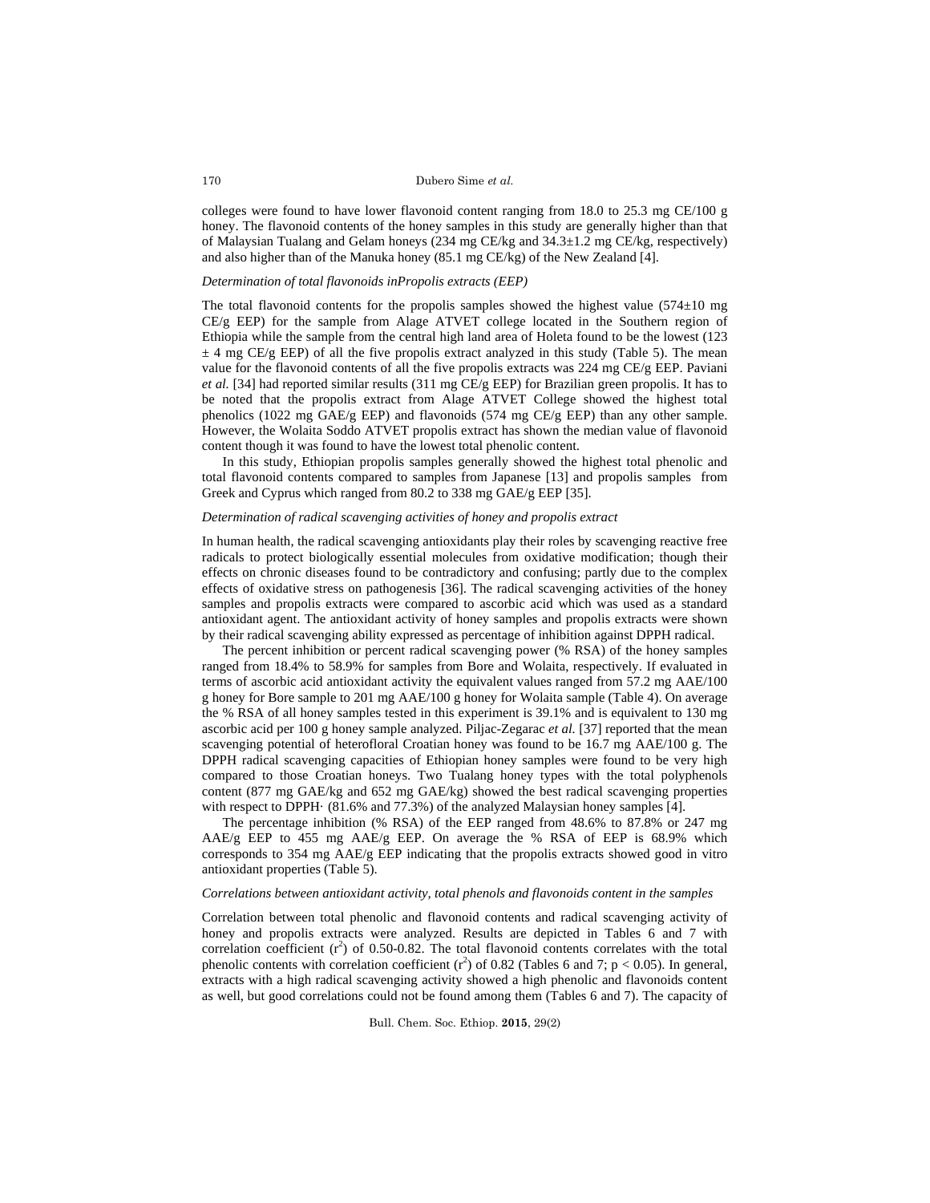colleges were found to have lower flavonoid content ranging from 18.0 to 25.3 mg CE/100 g honey. The flavonoid contents of the honey samples in this study are generally higher than that of Malaysian Tualang and Gelam honeys (234 mg CE/kg and 34.3±1.2 mg CE/kg, respectively) and also higher than of the Manuka honey (85.1 mg CE/kg) of the New Zealand [4].

*Determination of total flavonoids inPropolis extracts (EEP)*

The total flavonoid contents for the propolis samples showed the highest value (574±10 mg CE/g EEP) for the sample from Alage ATVET college located in the Southern region of Ethiopia while the sample from the central high land area of Holeta found to be the lowest (123 ± 4 mg CE/g EEP) of all the five propolis extract analyzed in this study (Table 5). The mean value for the flavonoid contents of all the five propolis extracts was 224 mg CE/g EEP. Paviani *et al.* [34] had reported similar results (311 mg CE/g EEP) for Brazilian green propolis. It has to be noted that the propolis extract from Alage ATVET College showed the highest total phenolics (1022 mg GAE/g EEP) and flavonoids (574 mg CE/g EEP) than any other sample. However, the Wolaita Soddo ATVET propolis extract has shown the median value of flavonoid content though it was found to have the lowest total phenolic content.

In this study, Ethiopian propolis samples generally showed the highest total phenolic and total flavonoid contents compared to samples from Japanese [13] and propolis samples from Greek and Cyprus which ranged from 80.2 to 338 mg GAE/g EEP [35].

*Determination of radical scavenging activities of honey and propolis extract*

In human health, the radical scavenging antioxidants play their roles by scavenging reactive free radicals to protect biologically essential molecules from oxidative modification; though their effects on chronic diseases found to be contradictory and confusing; partly due to the complex effects of oxidative stress on pathogenesis [36]. The radical scavenging activities of the honey samples and propolis extracts were compared to ascorbic acid which was used as a standard antioxidant agent. The antioxidant activity of honey samples and propolis extracts were shown by their radical scavenging ability expressed as percentage of inhibition against DPPH radical.

The percent inhibition or percent radical scavenging power (% RSA) of the honey samples ranged from 18.4% to 58.9% for samples from Bore and Wolaita, respectively. If evaluated in terms of ascorbic acid antioxidant activity the equivalent values ranged from 57.2 mg AAE/100 g honey for Bore sample to 201 mg AAE/100 g honey for Wolaita sample (Table 4). On average the % RSA of all honey samples tested in this experiment is 39.1% and is equivalent to 130 mg ascorbic acid per 100 g honey sample analyzed. Piljac-Zegarac *et al.* [37] reported that the mean scavenging potential of heterofloral Croatian honey was found to be 16.7 mg AAE/100 g. The DPPH radical scavenging capacities of Ethiopian honey samples were found to be very high compared to those Croatian honeys. Two Tualang honey types with the total polyphenols content (877 mg GAE/kg and 652 mg GAE/kg) showed the best radical scavenging properties with respect to DPPH· (81.6% and 77.3%) of the analyzed Malaysian honey samples [4].

The percentage inhibition (% RSA) of the EEP ranged from 48.6% to 87.8% or 247 mg AAE/g EEP to 455 mg AAE/g EEP. On average the % RSA of EEP is 68.9% which corresponds to 354 mg AAE/g EEP indicating that the propolis extracts showed good in vitro antioxidant properties (Table 5).

*Correlations between antioxidant activity, total phenols and flavonoids content in the samples*

Correlation between total phenolic and flavonoid contents and radical scavenging activity of honey and propolis extracts were analyzed. Results are depicted in Tables 6 and 7 with correlation coefficient ($r^2$) of 0.50-0.82. The total flavonoid contents correlates with the total phenolic contents with correlation coefficient ($r^2$) of 0.82 (Tables 6 and 7; $p < 0.05$). In general, extracts with a high radical scavenging activity showed a high phenolic and flavonoids content as well, but good correlations could not be found among them (Tables 6 and 7). The capacity of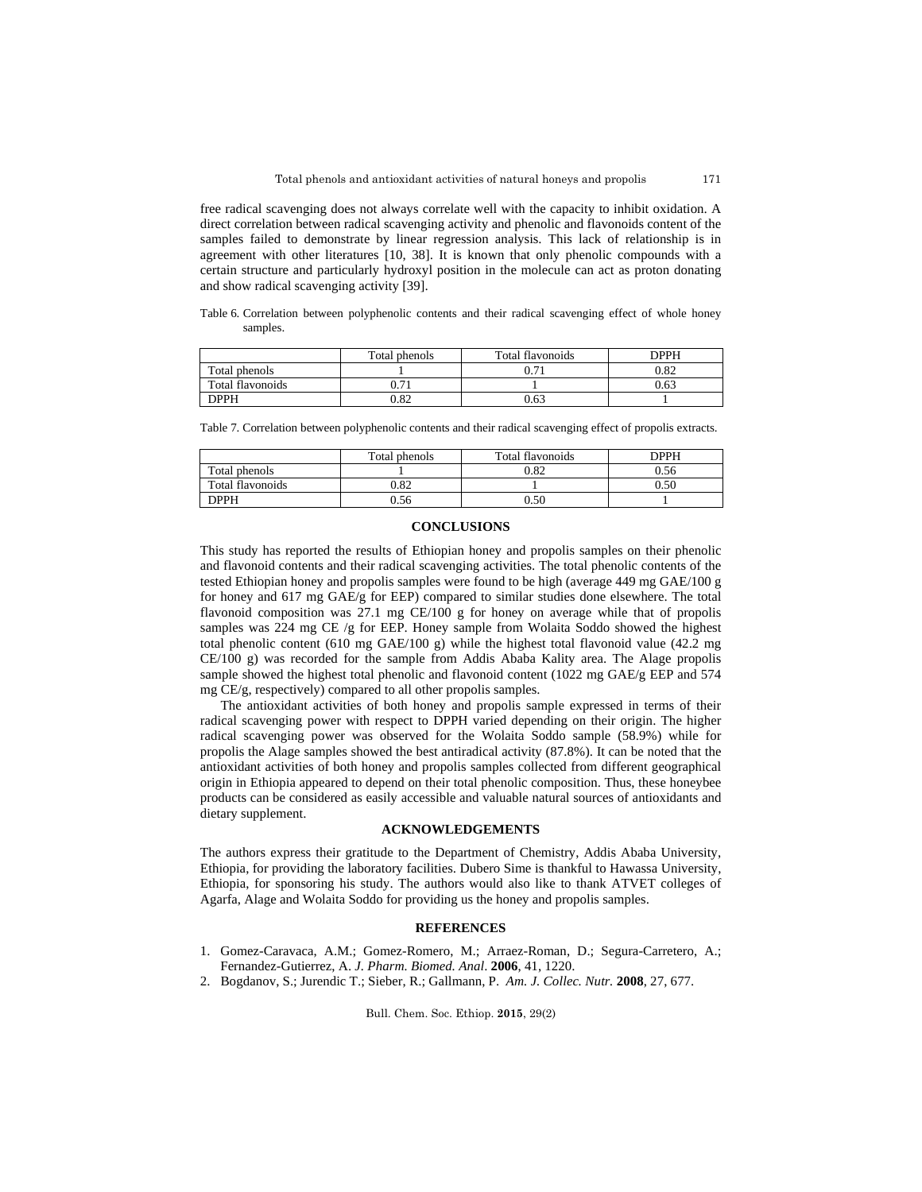free radical scavenging does not always correlate well with the capacity to inhibit oxidation. A direct correlation between radical scavenging activity and phenolic and flavonoids content of the samples failed to demonstrate by linear regression analysis. This lack of relationship is in agreement with other literatures [10, 38]. It is known that only phenolic compounds with a certain structure and particularly hydroxyl position in the molecule can act as proton donating and show radical scavenging activity [39].

Table 6. Correlation between polyphenolic contents and their radical scavenging effect of whole honey samples.

| | Total phenols | Total flavonoids | DPPH |
|---|---|---|---|
| Total phenols | 1 | 0.71 | 0.82 |
| Total flavonoids | 0.71 | 1 | 0.63 |
| DPPH | 0.82 | 0.63 | 1 |

Table 7. Correlation between polyphenolic contents and their radical scavenging effect of propolis extracts.

| | Total phenols | Total flavonoids | DPPH |
|---|---|---|---|
| Total phenols | 1 | 0.82 | 0.56 |
| Total flavonoids | 0.82 | 1 | 0.50 |
| DPPH | 0.56 | 0.50 | 1 |

## CONCLUSIONS

This study has reported the results of Ethiopian honey and propolis samples on their phenolic and flavonoid contents and their radical scavenging activities. The total phenolic contents of the tested Ethiopian honey and propolis samples were found to be high (average 449 mg GAE/100 g for honey and 617 mg GAE/g for EEP) compared to similar studies done elsewhere. The total flavonoid composition was 27.1 mg CE/100 g for honey on average while that of propolis samples was 224 mg CE /g for EEP. Honey sample from Wolaita Soddo showed the highest total phenolic content (610 mg GAE/100 g) while the highest total flavonoid value (42.2 mg CE/100 g) was recorded for the sample from Addis Ababa Kality area. The Alage propolis sample showed the highest total phenolic and flavonoid content (1022 mg GAE/g EEP and 574 mg CE/g, respectively) compared to all other propolis samples.

The antioxidant activities of both honey and propolis sample expressed in terms of their radical scavenging power with respect to DPPH varied depending on their origin. The higher radical scavenging power was observed for the Wolaita Soddo sample (58.9%) while for propolis the Alage samples showed the best antiradical activity (87.8%). It can be noted that the antioxidant activities of both honey and propolis samples collected from different geographical origin in Ethiopia appeared to depend on their total phenolic composition. Thus, these honeybee products can be considered as easily accessible and valuable natural sources of antioxidants and dietary supplement.

## ACKNOWLEDGEMENTS

The authors express their gratitude to the Department of Chemistry, Addis Ababa University, Ethiopia, for providing the laboratory facilities. Dubero Sime is thankful to Hawassa University, Ethiopia, for sponsoring his study. The authors would also like to thank ATVET colleges of Agarfa, Alage and Wolaita Soddo for providing us the honey and propolis samples.

## REFERENCES

1. Gomez-Caravaca, A.M.; Gomez-Romero, M.; Arraez-Roman, D.; Segura-Carretero, A.; Fernandez-Gutierrez, A. *J. Pharm. Biomed. Anal*. **2006**, 41, 1220.
2. Bogdanov, S.; Jurendic T.; Sieber, R.; Gallmann, P. *Am. J. Collec. Nutr.* **2008**, 27, 677.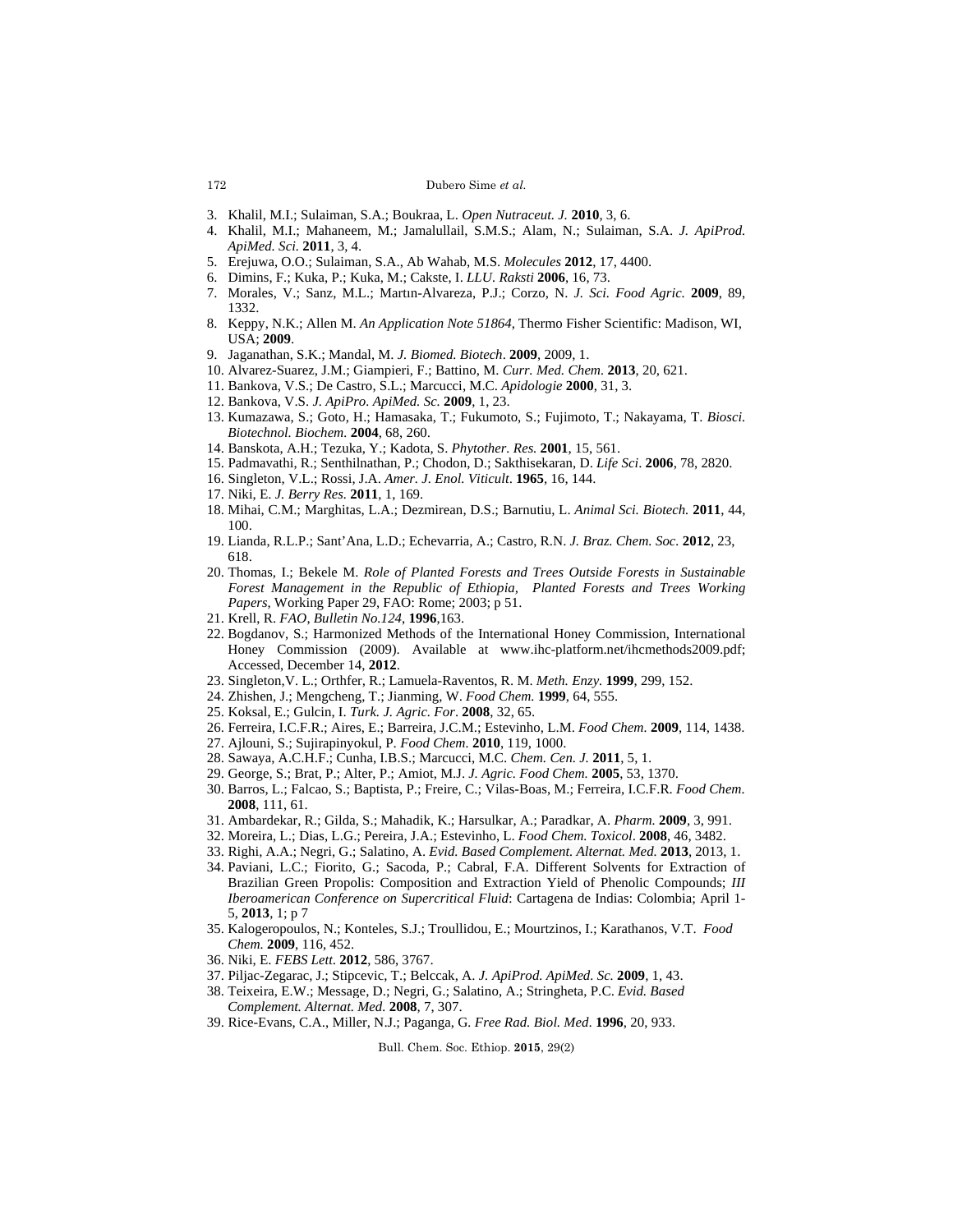3. Khalil, M.I.; Sulaiman, S.A.; Boukraa, L. *Open Nutraceut. J.* **2010**, 3, 6.
4. Khalil, M.I.; Mahaneem, M.; Jamalullail, S.M.S.; Alam, N.; Sulaiman, S.A. *J. ApiProd. ApiMed. Sci.* **2011**, 3, 4.
5. Erejuwa, O.O.; Sulaiman, S.A., Ab Wahab, M.S. *Molecules* **2012**, 17, 4400.
6. Dimins, F.; Kuka, P.; Kuka, M.; Cakste, I. *LLU. Raksti* **2006**, 16, 73.
7. Morales, V.; Sanz, M.L.; Martın-Alvareza, P.J.; Corzo, N. *J. Sci. Food Agric.* **2009**, 89, 1332.
8. Keppy, N.K.; Allen M. *An Application Note 51864*, Thermo Fisher Scientific: Madison, WI, USA; **2009**.
9. Jaganathan, S.K.; Mandal, M. *J. Biomed. Biotech*. **2009**, 2009, 1.
10. Alvarez-Suarez, J.M.; Giampieri, F.; Battino, M. *Curr. Med. Chem*. **2013**, 20, 621.
11. Bankova, V.S.; De Castro, S.L.; Marcucci, M.C. *Apidologie* **2000**, 31, 3.
12. Bankova, V.S. *J. ApiPro. ApiMed. Sc.* **2009**, 1, 23.
13. Kumazawa, S.; Goto, H.; Hamasaka, T.; Fukumoto, S.; Fujimoto, T.; Nakayama, T. *Biosci. Biotechnol. Biochem*. **2004**, 68, 260.
14. Banskota, A.H.; Tezuka, Y.; Kadota, S. *Phytother. Res.* **2001**, 15, 561.
15. Padmavathi, R.; Senthilnathan, P.; Chodon, D.; Sakthisekaran, D. *Life Sci*. **2006**, 78, 2820.
16. Singleton, V.L.; Rossi, J.A. *Amer. J. Enol. Viticult*. **1965**, 16, 144.
17. Niki, E. *J. Berry Res.* **2011**, 1, 169.
18. Mihai, C.M.; Marghitas, L.A.; Dezmirean, D.S.; Barnutiu, L. *Animal Sci. Biotech.* **2011**, 44, 100.
19. Lianda, R.L.P.; Sant'Ana, L.D.; Echevarria, A.; Castro, R.N. *J. Braz. Chem. Soc*. **2012**, 23, 618.
20. Thomas, I.; Bekele M. *Role of Planted Forests and Trees Outside Forests in Sustainable Forest Management in the Republic of Ethiopia, Planted Forests and Trees Working Papers*, Working Paper 29, FAO: Rome; 2003; p 51.
21. Krell, R. *FAO, Bulletin No.124*, **1996**,163.
22. Bogdanov, S.; Harmonized Methods of the International Honey Commission, International Honey Commission (2009). Available at www.ihc-platform.net/ihcmethods2009.pdf; Accessed, December 14, **2012**.
23. Singleton,V. L.; Orthfer, R.; Lamuela-Raventos, R. M. *Meth. Enzy.* **1999**, 299, 152.
24. Zhishen, J.; Mengcheng, T.; Jianming, W. *Food Chem.* **1999**, 64, 555.
25. Koksal, E.; Gulcin, I. *Turk. J. Agric. For*. **2008**, 32, 65.
26. Ferreira, I.C.F.R.; Aires, E.; Barreira, J.C.M.; Estevinho, L.M. *Food Chem.* **2009**, 114, 1438.
27. Ajlouni, S.; Sujirapinyokul, P. *Food Chem*. **2010**, 119, 1000.
28. Sawaya, A.C.H.F.; Cunha, I.B.S.; Marcucci, M.C. *Chem. Cen. J.* **2011**, 5, 1.
29. George, S.; Brat, P.; Alter, P.; Amiot, M.J. *J. Agric. Food Chem.* **2005**, 53, 1370.
30. Barros, L.; Falcao, S.; Baptista, P.; Freire, C.; Vilas-Boas, M.; Ferreira, I.C.F.R. *Food Chem*. **2008**, 111, 61.
31. Ambardekar, R.; Gilda, S.; Mahadik, K.; Harsulkar, A.; Paradkar, A. *Pharm.* **2009**, 3, 991.
32. Moreira, L.; Dias, L.G.; Pereira, J.A.; Estevinho, L. *Food Chem. Toxicol*. **2008**, 46, 3482.
33. Righi, A.A.; Negri, G.; Salatino, A. *Evid. Based Complement. Alternat. Med.* **2013**, 2013, 1.
34. Paviani, L.C.; Fiorito, G.; Sacoda, P.; Cabral, F.A. Different Solvents for Extraction of Brazilian Green Propolis: Composition and Extraction Yield of Phenolic Compounds; *III Iberoamerican Conference on Supercritical Fluid*: Cartagena de Indias: Colombia; April 1-5, **2013**, 1; p 7
35. Kalogeropoulos, N.; Konteles, S.J.; Troullidou, E.; Mourtzinos, I.; Karathanos, V.T. *Food Chem.* **2009**, 116, 452.
36. Niki, E. *FEBS Lett*. **2012**, 586, 3767.
37. Piljac-Zegarac, J.; Stipcevic, T.; Belccak, A. *J. ApiProd. ApiMed. Sc.* **2009**, 1, 43.
38. Teixeira, E.W.; Message, D.; Negri, G.; Salatino, A.; Stringheta, P.C. *Evid. Based Complement. Alternat. Med.* **2008**, 7, 307.
39. Rice-Evans, C.A., Miller, N.J.; Paganga, G. *Free Rad. Biol. Med*. **1996**, 20, 933.